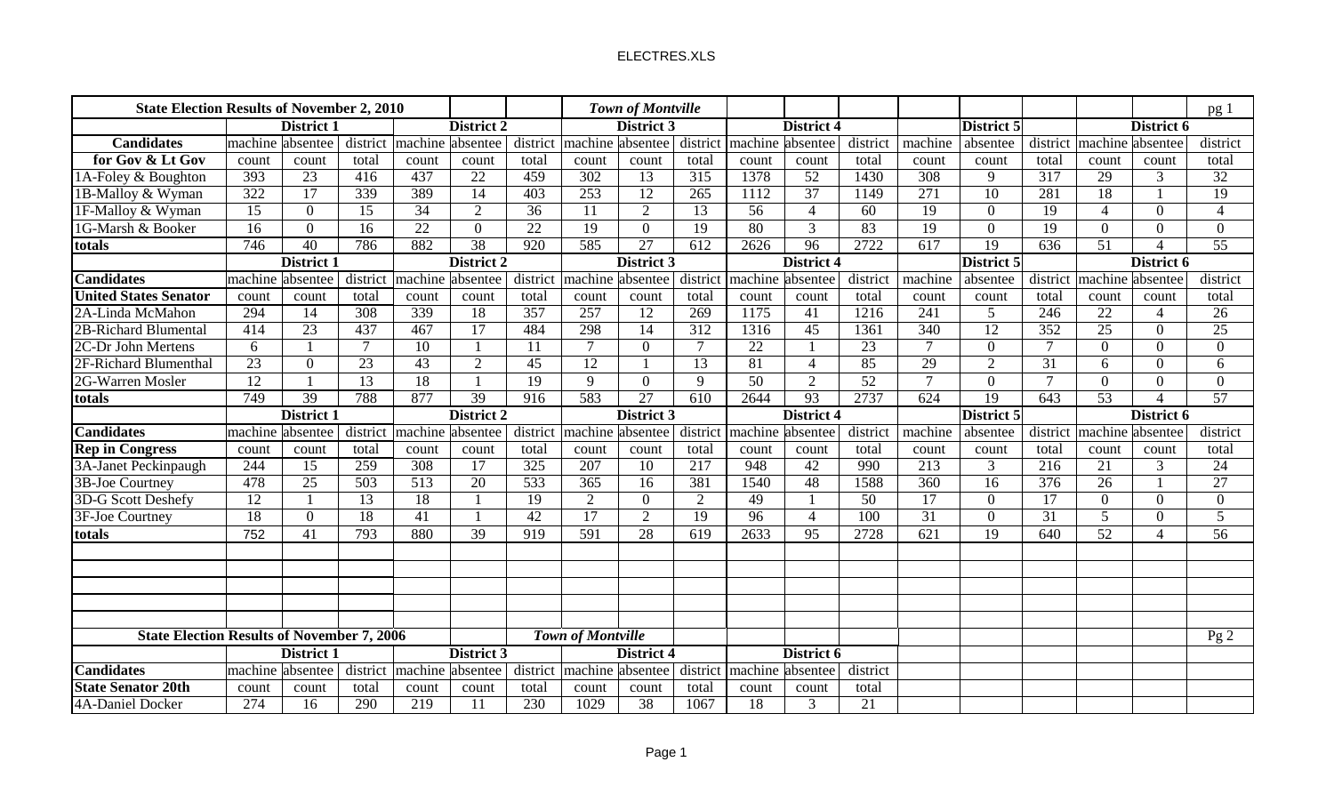| State Election Results of November 2, 2010 | | | | | | *Town of Montville* | | | | | | | | | | | | pg 1 |
|---|---|---|---|---|---|---|---|---|---|---|---|---|---|---|---|---|---|---|
| | **District 1** | | | **District 2** | | | **District 3** | | | **District 4** | | | | **District 5** | | | **District 6** | |
| **Candidates** | machine | absentee | district | machine | absentee | district | machine | absentee | district | machine | absentee | district | machine | absentee | district | machine | absentee | district |
| **for Gov & Lt Gov** | count | count | total | count | count | total | count | count | total | count | count | total | count | count | total | count | count | total |
| 1A-Foley & Boughton | 393 | 23 | 416 | 437 | 22 | 459 | 302 | 13 | 315 | 1378 | 52 | 1430 | 308 | 9 | 317 | 29 | 3 | 32 |
| 1B-Malloy & Wyman | 322 | 17 | 339 | 389 | 14 | 403 | 253 | 12 | 265 | 1112 | 37 | 1149 | 271 | 10 | 281 | 18 | 1 | 19 |
| 1F-Malloy & Wyman | 15 | 0 | 15 | 34 | 2 | 36 | 11 | 2 | 13 | 56 | 4 | 60 | 19 | 0 | 19 | 4 | 0 | 4 |
| 1G-Marsh & Booker | 16 | 0 | 16 | 22 | 0 | 22 | 19 | 0 | 19 | 80 | 3 | 83 | 19 | 0 | 19 | 0 | 0 | 0 |
| **totals** | 746 | 40 | 786 | 882 | 38 | 920 | 585 | 27 | 612 | 2626 | 96 | 2722 | 617 | 19 | 636 | 51 | 4 | 55 |
| | **District 1** | | | **District 2** | | | **District 3** | | | **District 4** | | | | **District 5** | | | **District 6** | |
| **Candidates** | machine | absentee | district | machine | absentee | district | machine | absentee | district | machine | absentee | district | machine | absentee | district | machine | absentee | district |
| **United States Senator** | count | count | total | count | count | total | count | count | total | count | count | total | count | count | total | count | count | total |
| 2A-Linda McMahon | 294 | 14 | 308 | 339 | 18 | 357 | 257 | 12 | 269 | 1175 | 41 | 1216 | 241 | 5 | 246 | 22 | 4 | 26 |
| 2B-Richard Blumental | 414 | 23 | 437 | 467 | 17 | 484 | 298 | 14 | 312 | 1316 | 45 | 1361 | 340 | 12 | 352 | 25 | 0 | 25 |
| 2C-Dr John Mertens | 6 | 1 | 7 | 10 | 1 | 11 | 7 | 0 | 7 | 22 | 1 | 23 | 7 | 0 | 7 | 0 | 0 | 0 |
| 2F-Richard Blumenthal | 23 | 0 | 23 | 43 | 2 | 45 | 12 | 1 | 13 | 81 | 4 | 85 | 29 | 2 | 31 | 6 | 0 | 6 |
| 2G-Warren Mosler | 12 | 1 | 13 | 18 | 1 | 19 | 9 | 0 | 9 | 50 | 2 | 52 | 7 | 0 | 7 | 0 | 0 | 0 |
| **totals** | 749 | 39 | 788 | 877 | 39 | 916 | 583 | 27 | 610 | 2644 | 93 | 2737 | 624 | 19 | 643 | 53 | 4 | 57 |
| | **District 1** | | | **District 2** | | | **District 3** | | | **District 4** | | | | **District 5** | | | **District 6** | |
| **Candidates** | machine | absentee | district | machine | absentee | district | machine | absentee | district | machine | absentee | district | machine | absentee | district | machine | absentee | district |
| **Rep in Congress** | count | count | total | count | count | total | count | count | total | count | count | total | count | count | total | count | count | total |
| 3A-Janet Peckinpaugh | 244 | 15 | 259 | 308 | 17 | 325 | 207 | 10 | 217 | 948 | 42 | 990 | 213 | 3 | 216 | 21 | 3 | 24 |
| 3B-Joe Courtney | 478 | 25 | 503 | 513 | 20 | 533 | 365 | 16 | 381 | 1540 | 48 | 1588 | 360 | 16 | 376 | 26 | 1 | 27 |
| 3D-G Scott Deshefy | 12 | 1 | 13 | 18 | 1 | 19 | 2 | 0 | 2 | 49 | 1 | 50 | 17 | 0 | 17 | 0 | 0 | 0 |
| 3F-Joe Courtney | 18 | 0 | 18 | 41 | 1 | 42 | 17 | 2 | 19 | 96 | 4 | 100 | 31 | 0 | 31 | 5 | 0 | 5 |
| **totals** | 752 | 41 | 793 | 880 | 39 | 919 | 591 | 28 | 619 | 2633 | 95 | 2728 | 621 | 19 | 640 | 52 | 4 | 56 |

| State Election Results of November 7, 2006 | | | | | | *Town of Montville* | | | | | | Pg 2 |
|---|---|---|---|---|---|---|---|---|---|---|---|---|
| | **District 1** | | | **District 3** | | | **District 4** | | | **District 6** | | |
| **Candidates** | machine | absentee | district | machine | absentee | district | machine | absentee | district | machine | absentee | district |
| **State Senator 20th** | count | count | total | count | count | total | count | count | total | count | count | total |
| 4A-Daniel Docker | 274 | 16 | 290 | 219 | 11 | 230 | 1029 | 38 | 1067 | 18 | 3 | 21 |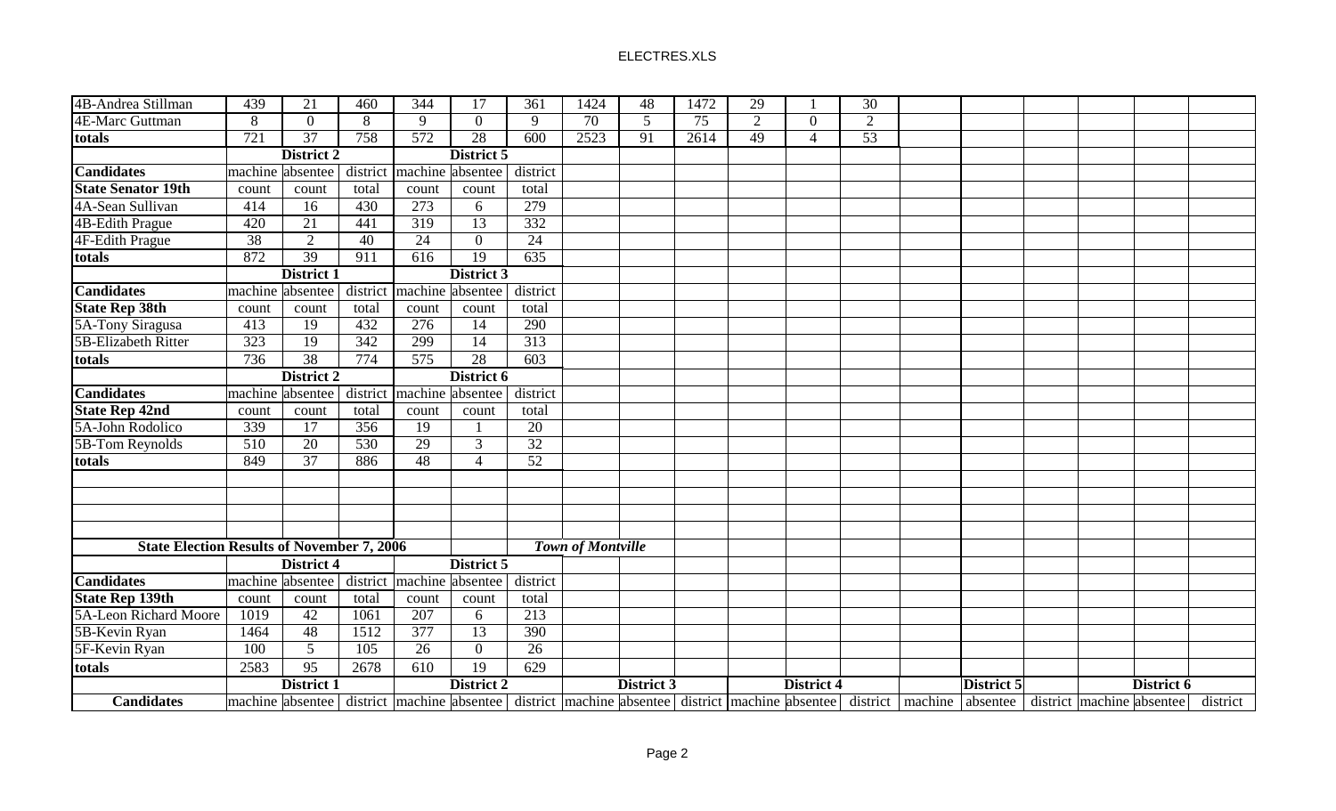| | | | | | | | | | | | | | | | | | | |
|---|---|---|---|---|---|---|---|---|---|---|---|---|---|---|---|---|---|---|
| 4B-Andrea Stillman | 439 | 21 | 460 | 344 | 17 | 361 | 1424 | 48 | 1472 | 29 | 1 | 30 | | | | | | |
| 4E-Marc Guttman | 8 | 0 | 8 | 9 | 0 | 9 | 70 | 5 | 75 | 2 | 0 | 2 | | | | | | |
| **totals** | 721 | 37 | 758 | 572 | 28 | 600 | 2523 | 91 | 2614 | 49 | 4 | 53 | | | | | | |
| | **District 2** | | | **District 5** | | | | | | | | | | | | | | |
| **Candidates** | machine | absentee | district | machine | absentee | district | | | | | | | | | | | | |
| **State Senator 19th** | count | count | total | count | count | total | | | | | | | | | | | | |
| 4A-Sean Sullivan | 414 | 16 | 430 | 273 | 6 | 279 | | | | | | | | | | | | |
| 4B-Edith Prague | 420 | 21 | 441 | 319 | 13 | 332 | | | | | | | | | | | | |
| 4F-Edith Prague | 38 | 2 | 40 | 24 | 0 | 24 | | | | | | | | | | | | |
| **totals** | 872 | 39 | 911 | 616 | 19 | 635 | | | | | | | | | | | | |
| | **District 1** | | | **District 3** | | | | | | | | | | | | | | |
| **Candidates** | machine | absentee | district | machine | absentee | district | | | | | | | | | | | | |
| **State Rep 38th** | count | count | total | count | count | total | | | | | | | | | | | | |
| 5A-Tony Siragusa | 413 | 19 | 432 | 276 | 14 | 290 | | | | | | | | | | | | |
| 5B-Elizabeth Ritter | 323 | 19 | 342 | 299 | 14 | 313 | | | | | | | | | | | | |
| **totals** | 736 | 38 | 774 | 575 | 28 | 603 | | | | | | | | | | | | |
| | **District 2** | | | **District 6** | | | | | | | | | | | | | | |
| **Candidates** | machine | absentee | district | machine | absentee | district | | | | | | | | | | | | |
| **State Rep 42nd** | count | count | total | count | count | total | | | | | | | | | | | | |
| 5A-John Rodolico | 339 | 17 | 356 | 19 | 1 | 20 | | | | | | | | | | | | |
| 5B-Tom Reynolds | 510 | 20 | 530 | 29 | 3 | 32 | | | | | | | | | | | | |
| **totals** | 849 | 37 | 886 | 48 | 4 | 52 | | | | | | | | | | | | |
| | | | | | | | | | | | | | | | | | | |
| | | | | | | | | | | | | | | | | | | |
| | | | | | | | | | | | | | | | | | | |
| | | | | | | | | | | | | | | | | | | |
| **State Election Results of November 7, 2006** | | | | | | | ***Town of Montville*** | | | | | | | | | | | |
| | **District 4** | | | **District 5** | | | | | | | | | | | | | | |
| **Candidates** | machine | absentee | district | machine | absentee | district | | | | | | | | | | | | |
| **State Rep 139th** | count | count | total | count | count | total | | | | | | | | | | | | |
| 5A-Leon Richard Moore | 1019 | 42 | 1061 | 207 | 6 | 213 | | | | | | | | | | | | |
| 5B-Kevin Ryan | 1464 | 48 | 1512 | 377 | 13 | 390 | | | | | | | | | | | | |
| 5F-Kevin Ryan | 100 | 5 | 105 | 26 | 0 | 26 | | | | | | | | | | | | |
| **totals** | 2583 | 95 | 2678 | 610 | 19 | 629 | | | | | | | | | | | | |
| | **District 1** | | | **District 2** | | | **District 3** | | | **District 4** | | | **District 5** | | | **District 6** | | |
| **Candidates** | machine | absentee | district | machine | absentee | district | machine | absentee | district | machine | absentee | district | machine | absentee | district | machine | absentee | district |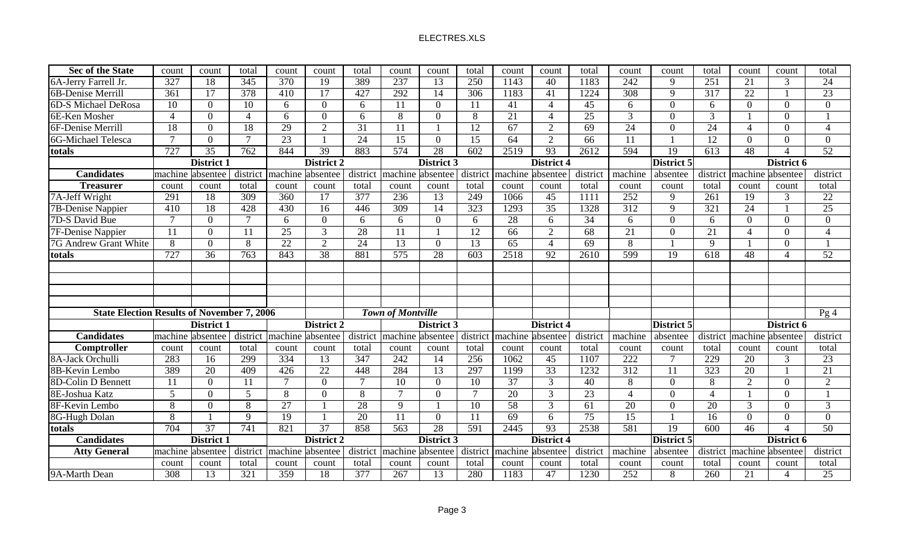| Sec of the State | count | count | total | count | count | total | count | count | total | count | count | total | count | count | total | count | count | total |
|---|---|---|---|---|---|---|---|---|---|---|---|---|---|---|---|---|---|---|
| 6A-Jerry Farrell Jr. | 327 | 18 | 345 | 370 | 19 | 389 | 237 | 13 | 250 | 1143 | 40 | 1183 | 242 | 9 | 251 | 21 | 3 | 24 |
| 6B-Denise Merrill | 361 | 17 | 378 | 410 | 17 | 427 | 292 | 14 | 306 | 1183 | 41 | 1224 | 308 | 9 | 317 | 22 | 1 | 23 |
| 6D-S Michael DeRosa | 10 | 0 | 10 | 6 | 0 | 6 | 11 | 0 | 11 | 41 | 4 | 45 | 6 | 0 | 6 | 0 | 0 | 0 |
| 6E-Ken Mosher | 4 | 0 | 4 | 6 | 0 | 6 | 8 | 0 | 8 | 21 | 4 | 25 | 3 | 0 | 3 | 1 | 0 | 1 |
| 6F-Denise Merrill | 18 | 0 | 18 | 29 | 2 | 31 | 11 | 1 | 12 | 67 | 2 | 69 | 24 | 0 | 24 | 4 | 0 | 4 |
| 6G-Michael Telesca | 7 | 0 | 7 | 23 | 1 | 24 | 15 | 0 | 15 | 64 | 2 | 66 | 11 | 1 | 12 | 0 | 0 | 0 |
| **totals** | 727 | 35 | 762 | 844 | 39 | 883 | 574 | 28 | 602 | 2519 | 93 | 2612 | 594 | 19 | 613 | 48 | 4 | 52 |
| | | **District 1** | | | **District 2** | | | **District 3** | | | **District 4** | | | **District 5** | | | **District 6** | |
| **Candidates** | machine | absentee | district | machine | absentee | district | machine | absentee | district | machine | absentee | district | machine | absentee | district | machine | absentee | district |
| **Treasurer** | count | count | total | count | count | total | count | count | total | count | count | total | count | count | total | count | count | total |
| 7A-Jeff Wright | 291 | 18 | 309 | 360 | 17 | 377 | 236 | 13 | 249 | 1066 | 45 | 1111 | 252 | 9 | 261 | 19 | 3 | 22 |
| 7B-Denise Nappier | 410 | 18 | 428 | 430 | 16 | 446 | 309 | 14 | 323 | 1293 | 35 | 1328 | 312 | 9 | 321 | 24 | 1 | 25 |
| 7D-S David Bue | 7 | 0 | 7 | 6 | 0 | 6 | 6 | 0 | 6 | 28 | 6 | 34 | 6 | 0 | 6 | 0 | 0 | 0 |
| 7F-Denise Nappier | 11 | 0 | 11 | 25 | 3 | 28 | 11 | 1 | 12 | 66 | 2 | 68 | 21 | 0 | 21 | 4 | 0 | 4 |
| 7G Andrew Grant White | 8 | 0 | 8 | 22 | 2 | 24 | 13 | 0 | 13 | 65 | 4 | 69 | 8 | 1 | 9 | 1 | 0 | 1 |
| **totals** | 727 | 36 | 763 | 843 | 38 | 881 | 575 | 28 | 603 | 2518 | 92 | 2610 | 599 | 19 | 618 | 48 | 4 | 52 |

**State Election Results of November 7, 2006** — *Town of Montville* — Pg 4

| | | **District 1** | | | **District 2** | | | **District 3** | | | **District 4** | | | **District 5** | | | **District 6** | |
|---|---|---|---|---|---|---|---|---|---|---|---|---|---|---|---|---|---|---|
| **Candidates** | machine | absentee | district | machine | absentee | district | machine | absentee | district | machine | absentee | district | machine | absentee | district | machine | absentee | district |
| **Comptroller** | count | count | total | count | count | total | count | count | total | count | count | total | count | count | total | count | count | total |
| 8A-Jack Orchulli | 283 | 16 | 299 | 334 | 13 | 347 | 242 | 14 | 256 | 1062 | 45 | 1107 | 222 | 7 | 229 | 20 | 3 | 23 |
| 8B-Kevin Lembo | 389 | 20 | 409 | 426 | 22 | 448 | 284 | 13 | 297 | 1199 | 33 | 1232 | 312 | 11 | 323 | 20 | 1 | 21 |
| 8D-Colin D Bennett | 11 | 0 | 11 | 7 | 0 | 7 | 10 | 0 | 10 | 37 | 3 | 40 | 8 | 0 | 8 | 2 | 0 | 2 |
| 8E-Joshua Katz | 5 | 0 | 5 | 8 | 0 | 8 | 7 | 0 | 7 | 20 | 3 | 23 | 4 | 0 | 4 | 1 | 0 | 1 |
| 8F-Kevin Lembo | 8 | 0 | 8 | 27 | 1 | 28 | 9 | 1 | 10 | 58 | 3 | 61 | 20 | 0 | 20 | 3 | 0 | 3 |
| 8G-Hugh Dolan | 8 | 1 | 9 | 19 | 1 | 20 | 11 | 0 | 11 | 69 | 6 | 75 | 15 | 1 | 16 | 0 | 0 | 0 |
| **totals** | 704 | 37 | 741 | 821 | 37 | 858 | 563 | 28 | 591 | 2445 | 93 | 2538 | 581 | 19 | 600 | 46 | 4 | 50 |
| **Candidates** | | **District 1** | | | **District 2** | | | **District 3** | | | **District 4** | | | **District 5** | | | **District 6** | |
| **Atty General** | machine | absentee | district | machine | absentee | district | machine | absentee | district | machine | absentee | district | machine | absentee | district | machine | absentee | district |
| | count | count | total | count | count | total | count | count | total | count | count | total | count | count | total | count | count | total |
| 9A-Marth Dean | 308 | 13 | 321 | 359 | 18 | 377 | 267 | 13 | 280 | 1183 | 47 | 1230 | 252 | 8 | 260 | 21 | 4 | 25 |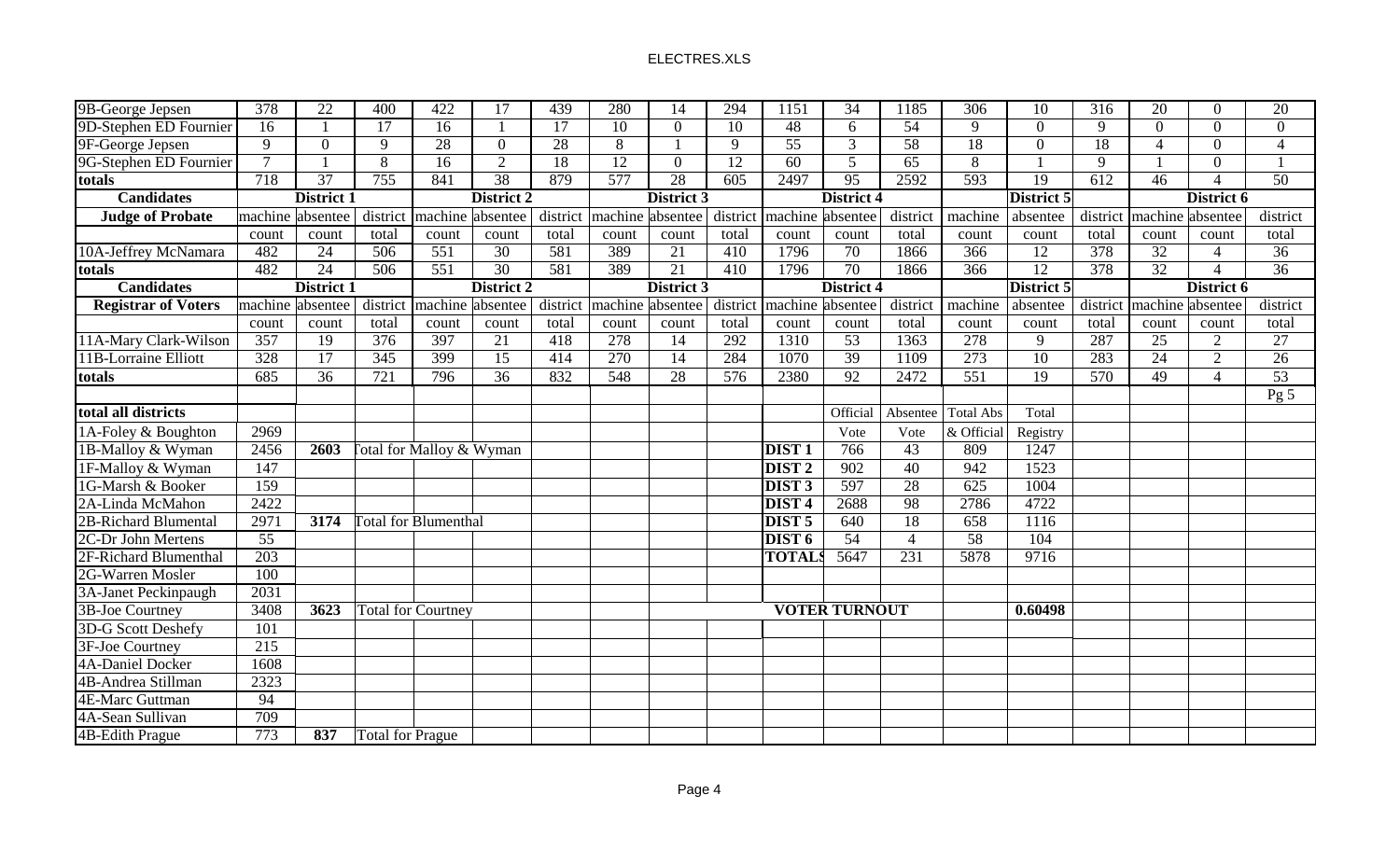| 9B-George Jepsen | 378 | 22 | 400 | 422 | 17 | 439 | 280 | 14 | 294 | 1151 | 34 | 1185 | 306 | 10 | 316 | 20 | 0 | 20 |
|---|---|---|---|---|---|---|---|---|---|---|---|---|---|---|---|---|---|---|
| 9D-Stephen ED Fournier | 16 | 1 | 17 | 16 | 1 | 17 | 10 | 0 | 10 | 48 | 6 | 54 | 9 | 0 | 9 | 0 | 0 | 0 |
| 9F-George Jepsen | 9 | 0 | 9 | 28 | 0 | 28 | 8 | 1 | 9 | 55 | 3 | 58 | 18 | 0 | 18 | 4 | 0 | 4 |
| 9G-Stephen ED Fournier | 7 | 1 | 8 | 16 | 2 | 18 | 12 | 0 | 12 | 60 | 5 | 65 | 8 | 1 | 9 | 1 | 0 | 1 |
| **totals** | 718 | 37 | 755 | 841 | 38 | 879 | 577 | 28 | 605 | 2497 | 95 | 2592 | 593 | 19 | 612 | 46 | 4 | 50 |
| **Candidates** | **District 1** | | | **District 2** | | | **District 3** | | | **District 4** | | | | **District 5** | | **District 6** | | |
| **Judge of Probate** | machine count | absentee count | district total | machine count | absentee count | district total | machine count | absentee count | district total | machine count | absentee count | district total | machine count | absentee count | district total | machine count | absentee count | district total |
| 10A-Jeffrey McNamara | 482 | 24 | 506 | 551 | 30 | 581 | 389 | 21 | 410 | 1796 | 70 | 1866 | 366 | 12 | 378 | 32 | 4 | 36 |
| **totals** | 482 | 24 | 506 | 551 | 30 | 581 | 389 | 21 | 410 | 1796 | 70 | 1866 | 366 | 12 | 378 | 32 | 4 | 36 |
| **Candidates** | **District 1** | | | **District 2** | | | **District 3** | | | **District 4** | | | | **District 5** | | **District 6** | | |
| **Registrar of Voters** | machine count | absentee count | district total | machine count | absentee count | district total | machine count | absentee count | district total | machine count | absentee count | district total | machine count | absentee count | district total | machine count | absentee count | district total |
| 11A-Mary Clark-Wilson | 357 | 19 | 376 | 397 | 21 | 418 | 278 | 14 | 292 | 1310 | 53 | 1363 | 278 | 9 | 287 | 25 | 2 | 27 |
| 11B-Lorraine Elliott | 328 | 17 | 345 | 399 | 15 | 414 | 270 | 14 | 284 | 1070 | 39 | 1109 | 273 | 10 | 283 | 24 | 2 | 26 |
| **totals** | 685 | 36 | 721 | 796 | 36 | 832 | 548 | 28 | 576 | 2380 | 92 | 2472 | 551 | 19 | 570 | 49 | 4 | 53 |
| | | | | | | | | | | | | | | | | | | Pg 5 |
| **total all districts** | | | | | | | | | | | Official Vote | Absentee Vote | Total Abs & Official | Total Registry | | | | |
| 1A-Foley & Boughton | 2969 | | | | | | | | | | | | | | | | | |
| 1B-Malloy & Wyman | 2456 | **2603** | Total for Malloy & Wyman | | | | | | | **DIST 1** | 766 | 43 | 809 | 1247 | | | | |
| 1F-Malloy & Wyman | 147 | | | | | | | | | **DIST 2** | 902 | 40 | 942 | 1523 | | | | |
| 1G-Marsh & Booker | 159 | | | | | | | | | **DIST 3** | 597 | 28 | 625 | 1004 | | | | |
| 2A-Linda McMahon | 2422 | | | | | | | | | **DIST 4** | 2688 | 98 | 2786 | 4722 | | | | |
| 2B-Richard Blumental | 2971 | **3174** | Total for Blumenthal | | | | | | | **DIST 5** | 640 | 18 | 658 | 1116 | | | | |
| 2C-Dr John Mertens | 55 | | | | | | | | | **DIST 6** | 54 | 4 | 58 | 104 | | | | |
| 2F-Richard Blumenthal | 203 | | | | | | | | | **TOTALS** | 5647 | 231 | 5878 | 9716 | | | | |
| 2G-Warren Mosler | 100 | | | | | | | | | | | | | | | | | |
| 3A-Janet Peckinpaugh | 2031 | | | | | | | | | | | | | | | | | |
| 3B-Joe Courtney | 3408 | **3623** | Total for Courtney | | | | | | | **VOTER TURNOUT** | | | | **0.60498** | | | | |
| 3D-G Scott Deshefy | 101 | | | | | | | | | | | | | | | | | |
| 3F-Joe Courtney | 215 | | | | | | | | | | | | | | | | | |
| 4A-Daniel Docker | 1608 | | | | | | | | | | | | | | | | | |
| 4B-Andrea Stillman | 2323 | | | | | | | | | | | | | | | | | |
| 4E-Marc Guttman | 94 | | | | | | | | | | | | | | | | | |
| 4A-Sean Sullivan | 709 | | | | | | | | | | | | | | | | | |
| 4B-Edith Prague | 773 | **837** | Total for Prague | | | | | | | | | | | | | | | |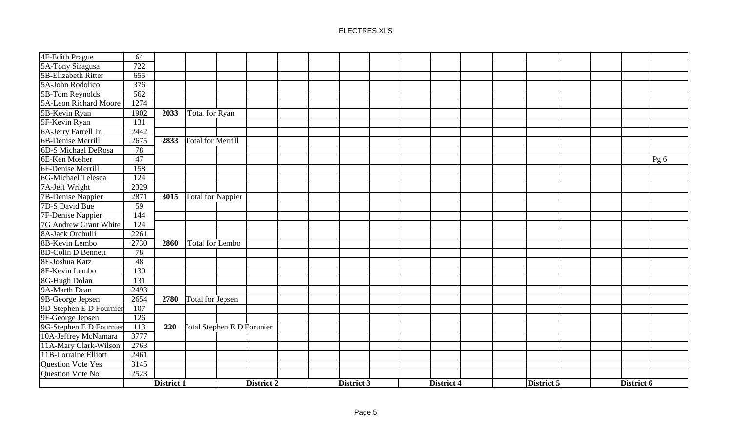| 4F-Edith Prague | 64 | | | | | | | | | | | | | | | | | |
|---|---|---|---|---|---|---|---|---|---|---|---|---|---|---|---|---|---|---|
| 5A-Tony Siragusa | 722 | | | | | | | | | | | | | | | | | |
| 5B-Elizabeth Ritter | 655 | | | | | | | | | | | | | | | | | |
| 5A-John Rodolico | 376 | | | | | | | | | | | | | | | | | |
| 5B-Tom Reynolds | 562 | | | | | | | | | | | | | | | | | |
| 5A-Leon Richard Moore | 1274 | | | | | | | | | | | | | | | | | |
| 5B-Kevin Ryan | 1902 | **2033** | Total for Ryan | | | | | | | | | | | | | | | |
| 5F-Kevin Ryan | 131 | | | | | | | | | | | | | | | | | |
| 6A-Jerry Farrell Jr. | 2442 | | | | | | | | | | | | | | | | | |
| 6B-Denise Merrill | 2675 | **2833** | Total for Merrill | | | | | | | | | | | | | | | |
| 6D-S Michael DeRosa | 78 | | | | | | | | | | | | | | | | | |
| 6E-Ken Mosher | 47 | | | | | | | | | | | | | | | | | Pg 6 |
| 6F-Denise Merrill | 158 | | | | | | | | | | | | | | | | | |
| 6G-Michael Telesca | 124 | | | | | | | | | | | | | | | | | |
| 7A-Jeff Wright | 2329 | | | | | | | | | | | | | | | | | |
| 7B-Denise Nappier | 2871 | **3015** | Total for Nappier | | | | | | | | | | | | | | | |
| 7D-S David Bue | 59 | | | | | | | | | | | | | | | | | |
| 7F-Denise Nappier | 144 | | | | | | | | | | | | | | | | | |
| 7G Andrew Grant White | 124 | | | | | | | | | | | | | | | | | |
| 8A-Jack Orchulli | 2261 | | | | | | | | | | | | | | | | | |
| 8B-Kevin Lembo | 2730 | **2860** | Total for Lembo | | | | | | | | | | | | | | | |
| 8D-Colin D Bennett | 78 | | | | | | | | | | | | | | | | | |
| 8E-Joshua Katz | 48 | | | | | | | | | | | | | | | | | |
| 8F-Kevin Lembo | 130 | | | | | | | | | | | | | | | | | |
| 8G-Hugh Dolan | 131 | | | | | | | | | | | | | | | | | |
| 9A-Marth Dean | 2493 | | | | | | | | | | | | | | | | | |
| 9B-George Jepsen | 2654 | **2780** | Total for Jepsen | | | | | | | | | | | | | | | |
| 9D-Stephen E D Fournier | 107 | | | | | | | | | | | | | | | | | |
| 9F-George Jepsen | 126 | | | | | | | | | | | | | | | | | |
| 9G-Stephen E D Fournier | 113 | **220** | Total Stephen E D Forunier | | | | | | | | | | | | | | | |
| 10A-Jeffrey McNamara | 3777 | | | | | | | | | | | | | | | | | |
| 11A-Mary Clark-Wilson | 2763 | | | | | | | | | | | | | | | | | |
| 11B-Lorraine Elliott | 2461 | | | | | | | | | | | | | | | | | |
| Question Vote Yes | 3145 | | | | | | | | | | | | | | | | | |
| Question Vote No | 2523 | | | | | | | | | | | | | | | | | |
| | | **District 1** | | | **District 2** | | | **District 3** | | | **District 4** | | | **District 5** | | | **District 6** | |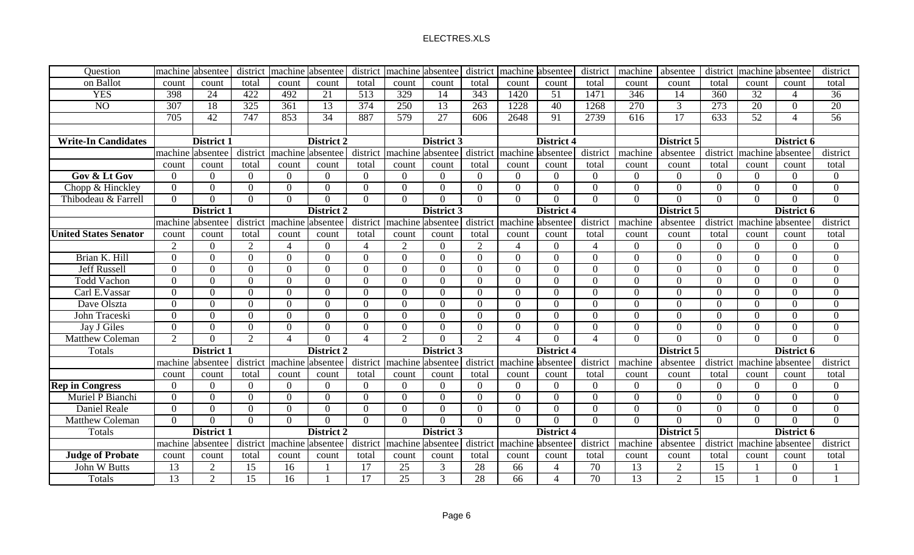| Question | machine | absentee | district | machine | absentee | district | machine | absentee | district | machine | absentee | district | machine | absentee | district | machine | absentee | district |
|---|---|---|---|---|---|---|---|---|---|---|---|---|---|---|---|---|---|---|
| on Ballot | count | count | total | count | count | total | count | count | total | count | count | total | count | count | total | count | count | total |
| YES | 398 | 24 | 422 | 492 | 21 | 513 | 329 | 14 | 343 | 1420 | 51 | 1471 | 346 | 14 | 360 | 32 | 4 | 36 |
| NO | 307 | 18 | 325 | 361 | 13 | 374 | 250 | 13 | 263 | 1228 | 40 | 1268 | 270 | 3 | 273 | 20 | 0 | 20 |
| | 705 | 42 | 747 | 853 | 34 | 887 | 579 | 27 | 606 | 2648 | 91 | 2739 | 616 | 17 | 633 | 52 | 4 | 56 |
| | | | | | | | | | | | | | | | | | | |
| **Write-In Candidates** | | **District 1** | | | **District 2** | | | **District 3** | | | **District 4** | | | **District 5** | | | **District 6** | |
| | machine | absentee | district | machine | absentee | district | machine | absentee | district | machine | absentee | district | machine | absentee | district | machine | absentee | district |
| | count | count | total | count | count | total | count | count | total | count | count | total | count | count | total | count | count | total |
| **Gov & Lt Gov** | 0 | 0 | 0 | 0 | 0 | 0 | 0 | 0 | 0 | 0 | 0 | 0 | 0 | 0 | 0 | 0 | 0 | 0 |
| Chopp & Hinckley | 0 | 0 | 0 | 0 | 0 | 0 | 0 | 0 | 0 | 0 | 0 | 0 | 0 | 0 | 0 | 0 | 0 | 0 |
| Thibodeau & Farrell | 0 | 0 | 0 | 0 | 0 | 0 | 0 | 0 | 0 | 0 | 0 | 0 | 0 | 0 | 0 | 0 | 0 | 0 |
| | | **District 1** | | | **District 2** | | | **District 3** | | | **District 4** | | | **District 5** | | | **District 6** | |
| | machine | absentee | district | machine | absentee | district | machine | absentee | district | machine | absentee | district | machine | absentee | district | machine | absentee | district |
| **United States Senator** | count | count | total | count | count | total | count | count | total | count | count | total | count | count | total | count | count | total |
| | 2 | 0 | 2 | 4 | 0 | 4 | 2 | 0 | 2 | 4 | 0 | 4 | 0 | 0 | 0 | 0 | 0 | 0 |
| Brian K. Hill | 0 | 0 | 0 | 0 | 0 | 0 | 0 | 0 | 0 | 0 | 0 | 0 | 0 | 0 | 0 | 0 | 0 | 0 |
| Jeff Russell | 0 | 0 | 0 | 0 | 0 | 0 | 0 | 0 | 0 | 0 | 0 | 0 | 0 | 0 | 0 | 0 | 0 | 0 |
| Todd Vachon | 0 | 0 | 0 | 0 | 0 | 0 | 0 | 0 | 0 | 0 | 0 | 0 | 0 | 0 | 0 | 0 | 0 | 0 |
| Carl E.Vassar | 0 | 0 | 0 | 0 | 0 | 0 | 0 | 0 | 0 | 0 | 0 | 0 | 0 | 0 | 0 | 0 | 0 | 0 |
| Dave Olszta | 0 | 0 | 0 | 0 | 0 | 0 | 0 | 0 | 0 | 0 | 0 | 0 | 0 | 0 | 0 | 0 | 0 | 0 |
| John Traceski | 0 | 0 | 0 | 0 | 0 | 0 | 0 | 0 | 0 | 0 | 0 | 0 | 0 | 0 | 0 | 0 | 0 | 0 |
| Jay J Giles | 0 | 0 | 0 | 0 | 0 | 0 | 0 | 0 | 0 | 0 | 0 | 0 | 0 | 0 | 0 | 0 | 0 | 0 |
| Matthew Coleman | 2 | 0 | 2 | 4 | 0 | 4 | 2 | 0 | 2 | 4 | 0 | 4 | 0 | 0 | 0 | 0 | 0 | 0 |
| Totals | | **District 1** | | | **District 2** | | | **District 3** | | | **District 4** | | | **District 5** | | | **District 6** | |
| | machine | absentee | district | machine | absentee | district | machine | absentee | district | machine | absentee | district | machine | absentee | district | machine | absentee | district |
| | count | count | total | count | count | total | count | count | total | count | count | total | count | count | total | count | count | total |
| **Rep in Congress** | 0 | 0 | 0 | 0 | 0 | 0 | 0 | 0 | 0 | 0 | 0 | 0 | 0 | 0 | 0 | 0 | 0 | 0 |
| Muriel P Bianchi | 0 | 0 | 0 | 0 | 0 | 0 | 0 | 0 | 0 | 0 | 0 | 0 | 0 | 0 | 0 | 0 | 0 | 0 |
| Daniel Reale | 0 | 0 | 0 | 0 | 0 | 0 | 0 | 0 | 0 | 0 | 0 | 0 | 0 | 0 | 0 | 0 | 0 | 0 |
| Matthew Coleman | 0 | 0 | 0 | 0 | 0 | 0 | 0 | 0 | 0 | 0 | 0 | 0 | 0 | 0 | 0 | 0 | 0 | 0 |
| Totals | | **District 1** | | | **District 2** | | | **District 3** | | | **District 4** | | | **District 5** | | | **District 6** | |
| | machine | absentee | district | machine | absentee | district | machine | absentee | district | machine | absentee | district | machine | absentee | district | machine | absentee | district |
| **Judge of Probate** | count | count | total | count | count | total | count | count | total | count | count | total | count | count | total | count | count | total |
| John W Butts | 13 | 2 | 15 | 16 | 1 | 17 | 25 | 3 | 28 | 66 | 4 | 70 | 13 | 2 | 15 | 1 | 0 | 1 |
| Totals | 13 | 2 | 15 | 16 | 1 | 17 | 25 | 3 | 28 | 66 | 4 | 70 | 13 | 2 | 15 | 1 | 0 | 1 |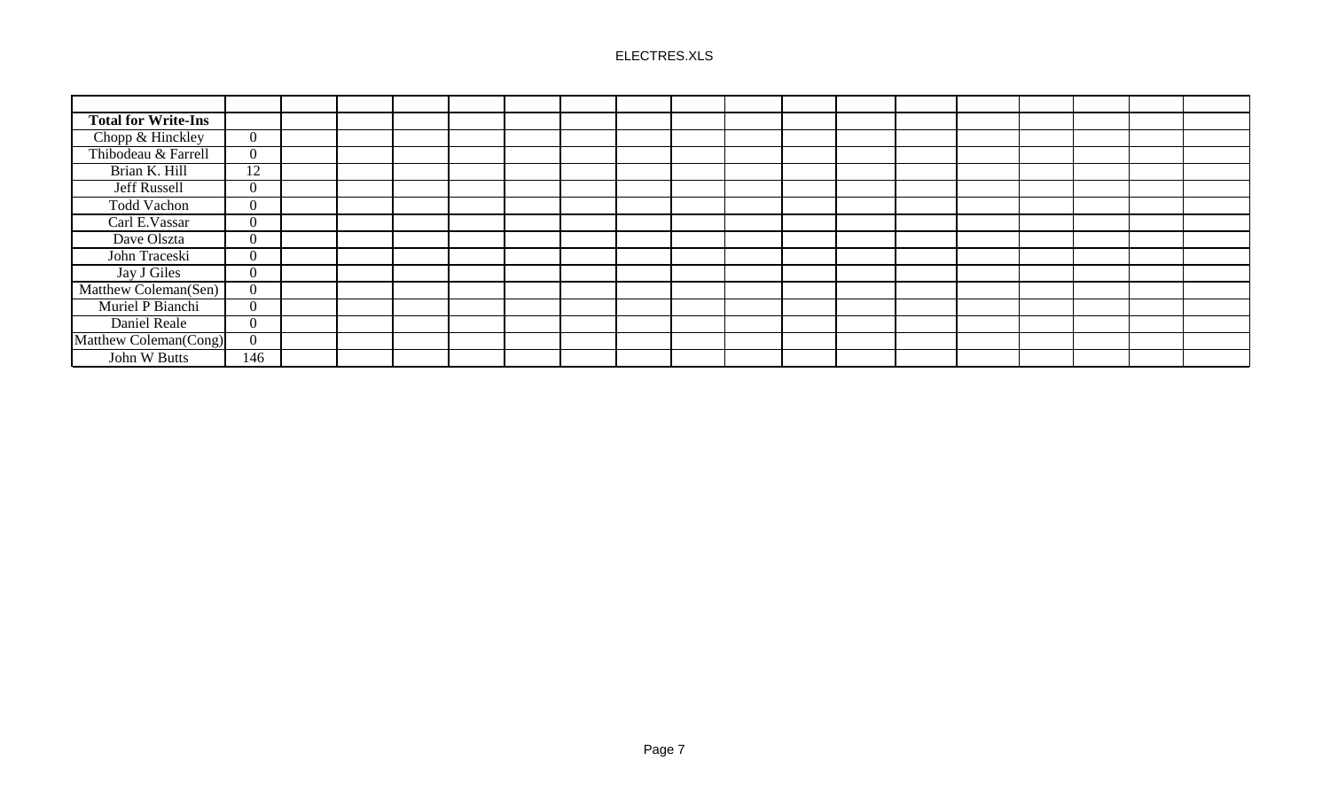| | | | | | | | | | | | | | | | | | | | | |
|---|---|---|---|---|---|---|---|---|---|---|---|---|---|---|---|---|---|---|---|---|
| | | | | | | | | | | | | | | | | | | | | |
| **Total for Write-Ins** | | | | | | | | | | | | | | | | | | | | |
| Chopp & Hinckley | 0 | | | | | | | | | | | | | | | | | | | |
| Thibodeau & Farrell | 0 | | | | | | | | | | | | | | | | | | | |
| Brian K. Hill | 12 | | | | | | | | | | | | | | | | | | | |
| Jeff Russell | 0 | | | | | | | | | | | | | | | | | | | |
| Todd Vachon | 0 | | | | | | | | | | | | | | | | | | | |
| Carl E.Vassar | 0 | | | | | | | | | | | | | | | | | | | |
| Dave Olszta | 0 | | | | | | | | | | | | | | | | | | | |
| John Traceski | 0 | | | | | | | | | | | | | | | | | | | |
| Jay J Giles | 0 | | | | | | | | | | | | | | | | | | | |
| Matthew Coleman(Sen) | 0 | | | | | | | | | | | | | | | | | | | |
| Muriel P Bianchi | 0 | | | | | | | | | | | | | | | | | | | |
| Daniel Reale | 0 | | | | | | | | | | | | | | | | | | | |
| Matthew Coleman(Cong) | 0 | | | | | | | | | | | | | | | | | | | |
| John W Butts | 146 | | | | | | | | | | | | | | | | | | | |